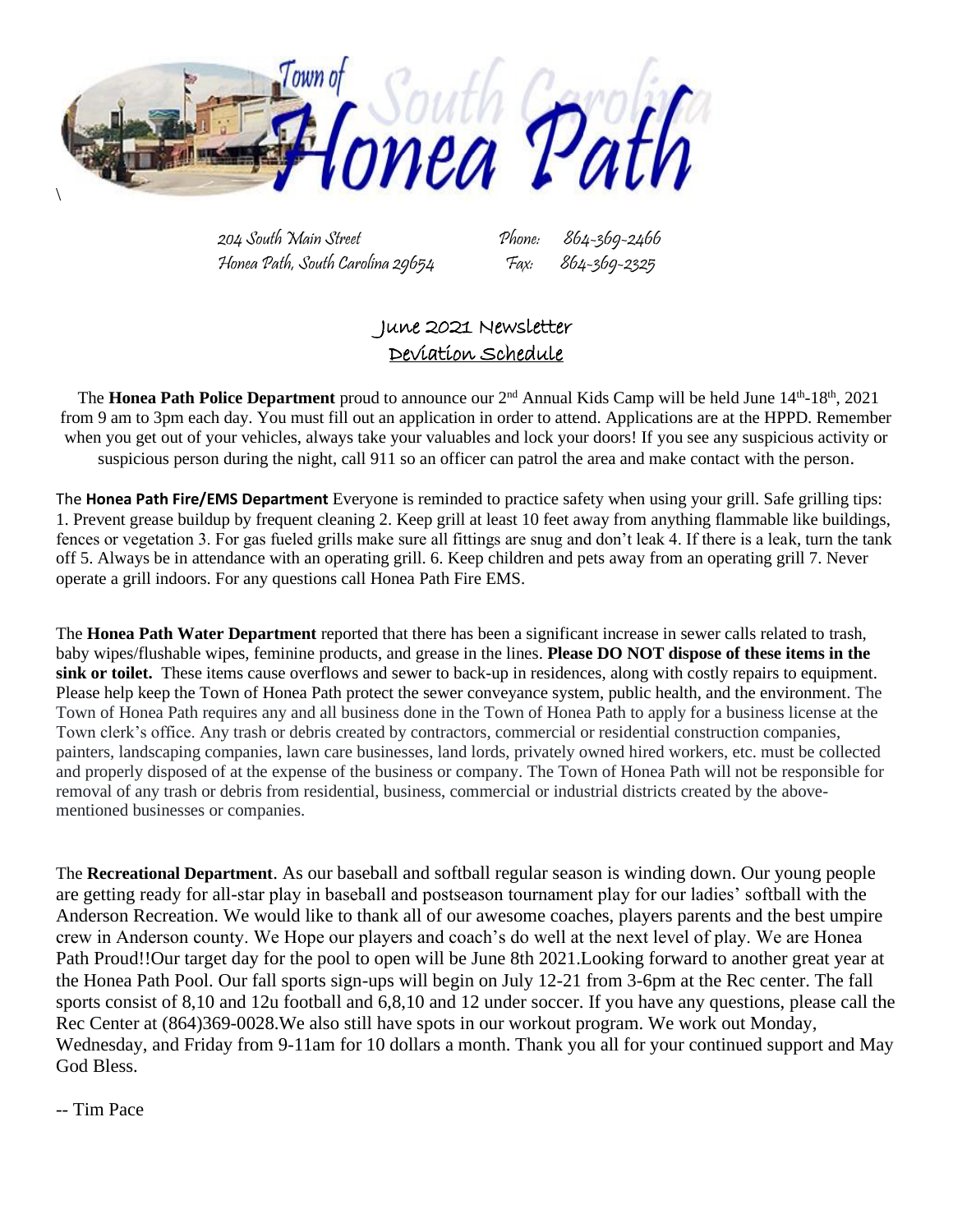# Town of Honea Path

204 South Main Street
Honea Path, South Carolina 29654

Phone: 864-369-2466
Fax: 864-369-2325

## June 2021 Newsletter

## Deviation Schedule

The **Honea Path Police Department** proud to announce our 2nd Annual Kids Camp will be held June 14th-18th, 2021 from 9 am to 3pm each day. You must fill out an application in order to attend. Applications are at the HPPD. Remember when you get out of your vehicles, always take your valuables and lock your doors! If you see any suspicious activity or suspicious person during the night, call 911 so an officer can patrol the area and make contact with the person.

The **Honea Path Fire/EMS Department** Everyone is reminded to practice safety when using your grill. Safe grilling tips: 1. Prevent grease buildup by frequent cleaning 2. Keep grill at least 10 feet away from anything flammable like buildings, fences or vegetation 3. For gas fueled grills make sure all fittings are snug and don't leak 4. If there is a leak, turn the tank off 5. Always be in attendance with an operating grill. 6. Keep children and pets away from an operating grill 7. Never operate a grill indoors. For any questions call Honea Path Fire EMS.

The **Honea Path Water Department** reported that there has been a significant increase in sewer calls related to trash, baby wipes/flushable wipes, feminine products, and grease in the lines. **Please DO NOT dispose of these items in the sink or toilet.** These items cause overflows and sewer to back-up in residences, along with costly repairs to equipment. Please help keep the Town of Honea Path protect the sewer conveyance system, public health, and the environment. The Town of Honea Path requires any and all business done in the Town of Honea Path to apply for a business license at the Town clerk's office. Any trash or debris created by contractors, commercial or residential construction companies, painters, landscaping companies, lawn care businesses, land lords, privately owned hired workers, etc. must be collected and properly disposed of at the expense of the business or company. The Town of Honea Path will not be responsible for removal of any trash or debris from residential, business, commercial or industrial districts created by the above-mentioned businesses or companies.

The **Recreational Department**. As our baseball and softball regular season is winding down. Our young people are getting ready for all-star play in baseball and postseason tournament play for our ladies' softball with the Anderson Recreation. We would like to thank all of our awesome coaches, players parents and the best umpire crew in Anderson county. We Hope our players and coach's do well at the next level of play. We are Honea Path Proud!!Our target day for the pool to open will be June 8th 2021.Looking forward to another great year at the Honea Path Pool. Our fall sports sign-ups will begin on July 12-21 from 3-6pm at the Rec center. The fall sports consist of 8,10 and 12u football and 6,8,10 and 12 under soccer. If you have any questions, please call the Rec Center at (864)369-0028.We also still have spots in our workout program. We work out Monday, Wednesday, and Friday from 9-11am for 10 dollars a month. Thank you all for your continued support and May God Bless.

-- Tim Pace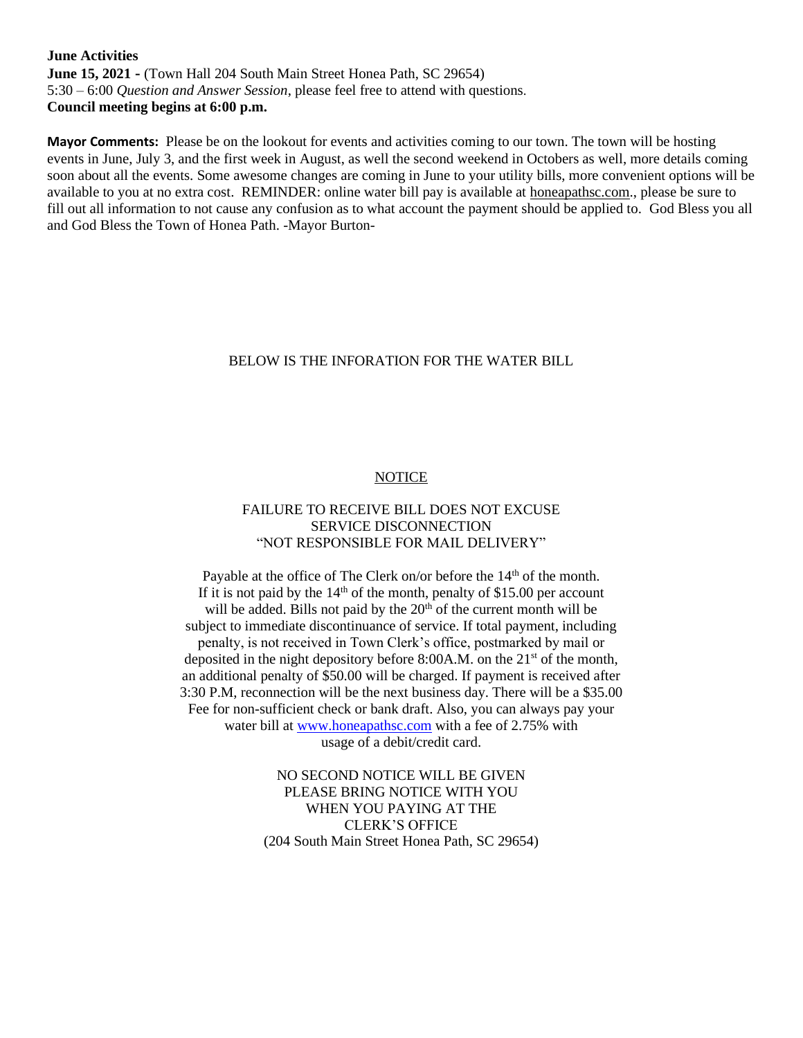**June Activities**
**June 15, 2021 -** (Town Hall 204 South Main Street Honea Path, SC 29654)
5:30 – 6:00 *Question and Answer Session*, please feel free to attend with questions.
**Council meeting begins at 6:00 p.m.**

**Mayor Comments:** Please be on the lookout for events and activities coming to our town. The town will be hosting events in June, July 3, and the first week in August, as well the second weekend in Octobers as well, more details coming soon about all the events. Some awesome changes are coming in June to your utility bills, more convenient options will be available to you at no extra cost. REMINDER: online water bill pay is available at honeapathsc.com., please be sure to fill out all information to not cause any confusion as to what account the payment should be applied to. God Bless you all and God Bless the Town of Honea Path. -Mayor Burton-

BELOW IS THE INFORATION FOR THE WATER BILL

NOTICE

FAILURE TO RECEIVE BILL DOES NOT EXCUSE
SERVICE DISCONNECTION
"NOT RESPONSIBLE FOR MAIL DELIVERY"

Payable at the office of The Clerk on/or before the 14th of the month. If it is not paid by the 14th of the month, penalty of $15.00 per account will be added. Bills not paid by the 20th of the current month will be subject to immediate discontinuance of service. If total payment, including penalty, is not received in Town Clerk's office, postmarked by mail or deposited in the night depository before 8:00A.M. on the 21st of the month, an additional penalty of $50.00 will be charged. If payment is received after 3:30 P.M, reconnection will be the next business day. There will be a $35.00 Fee for non-sufficient check or bank draft. Also, you can always pay your water bill at www.honeapathsc.com with a fee of 2.75% with usage of a debit/credit card.

NO SECOND NOTICE WILL BE GIVEN
PLEASE BRING NOTICE WITH YOU
WHEN YOU PAYING AT THE
CLERK'S OFFICE
(204 South Main Street Honea Path, SC 29654)